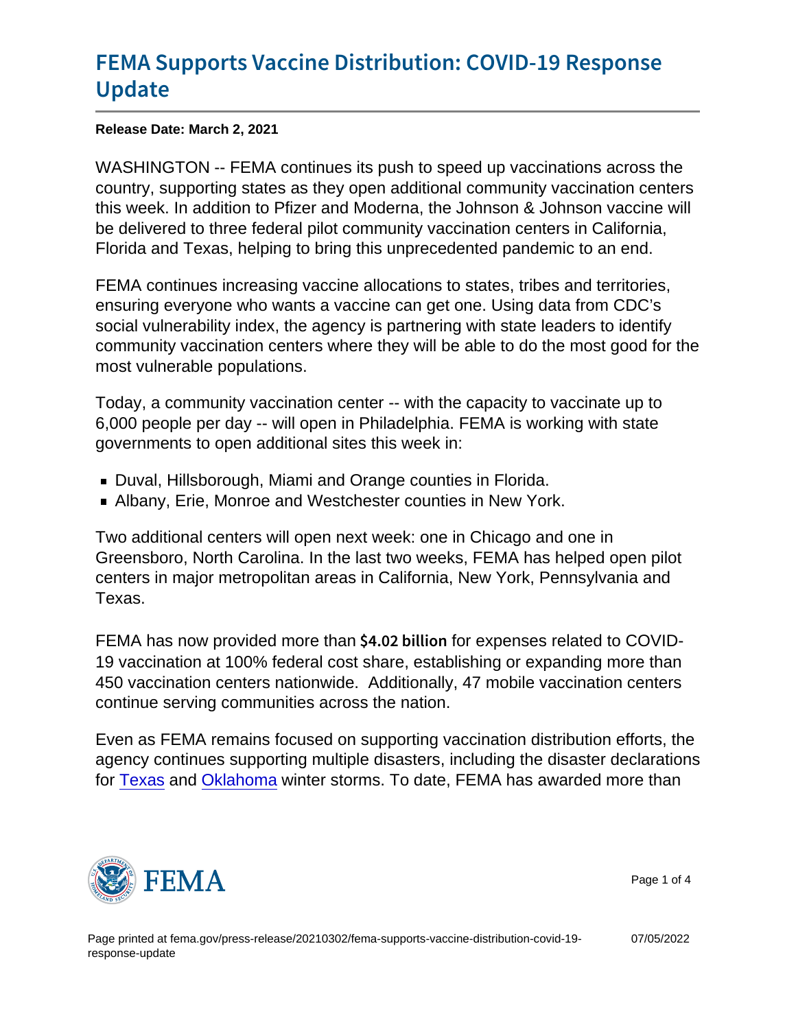# FEMA Supports Vaccine Distribution: COVID-19 Response Update

**Release Date: March 2, 2021**

WASHINGTON -- FEMA continues its push to speed up vaccinations across the country, supporting states as they open additional community vaccination centers this week. In addition to Pfizer and Moderna, the Johnson & Johnson vaccine will be delivered to three federal pilot community vaccination centers in California, Florida and Texas, helping to bring this unprecedented pandemic to an end.

FEMA continues increasing vaccine allocations to states, tribes and territories, ensuring everyone who wants a vaccine can get one. Using data from CDC's social vulnerability index, the agency is partnering with state leaders to identify community vaccination centers where they will be able to do the most good for the most vulnerable populations.

Today, a community vaccination center -- with the capacity to vaccinate up to 6,000 people per day -- will open in Philadelphia. FEMA is working with state governments to open additional sites this week in:

- Duval, Hillsborough, Miami and Orange counties in Florida.
- Albany, Erie, Monroe and Westchester counties in New York.

Two additional centers will open next week: one in Chicago and one in Greensboro, North Carolina. In the last two weeks, FEMA has helped open pilot centers in major metropolitan areas in California, New York, Pennsylvania and Texas.

FEMA has now provided more than $4.02 billion for expenses related to COVID-19 vaccination at 100% federal cost share, establishing or expanding more than 450 vaccination centers nationwide. Additionally, 47 mobile vaccination centers continue serving communities across the nation.

Even as FEMA remains focused on supporting vaccination distribution efforts, the agency continues supporting multiple disasters, including the disaster declarations for Texas and Oklahoma winter storms. To date, FEMA has awarded more than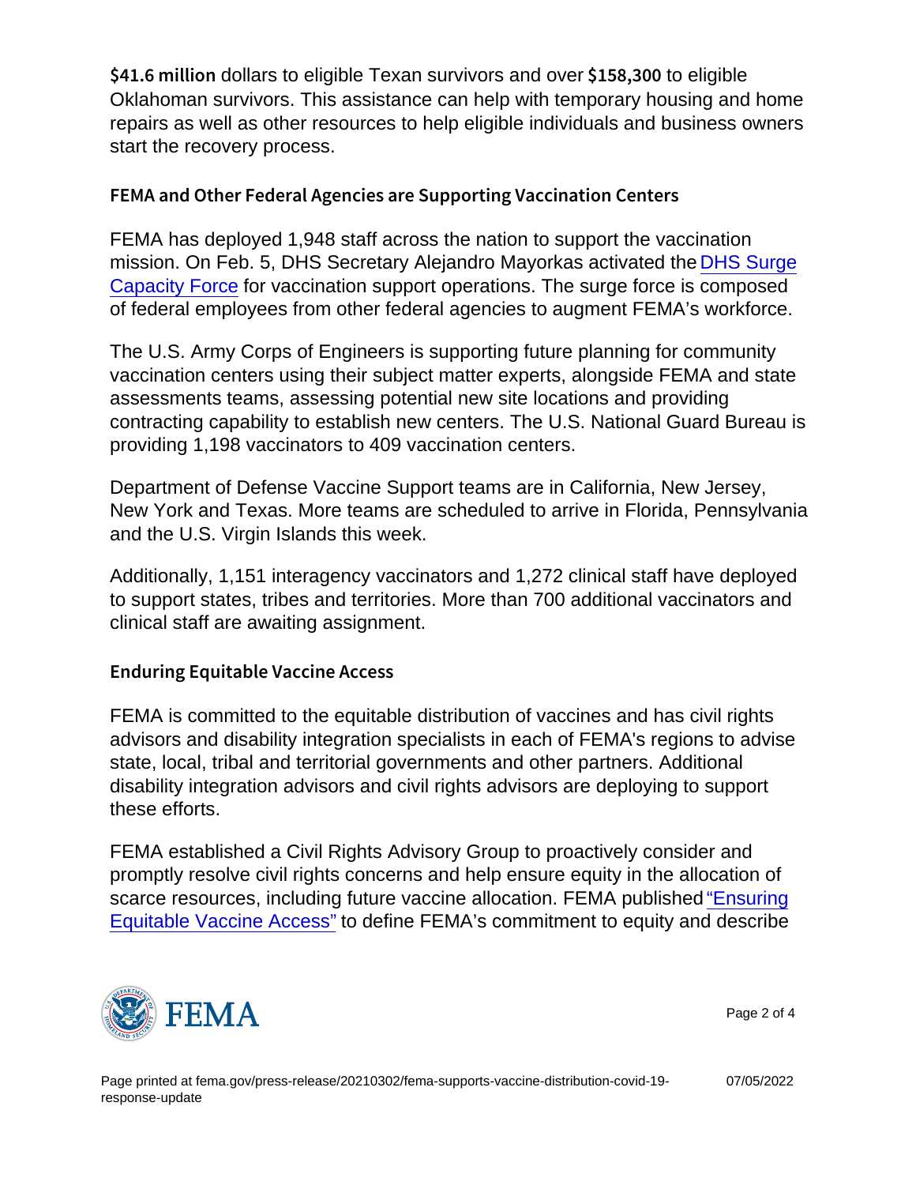**$41.6 million** dollars to eligible Texan survivors and over **$158,300** to eligible Oklahoman survivors. This assistance can help with temporary housing and home repairs as well as other resources to help eligible individuals and business owners start the recovery process.

## FEMA and Other Federal Agencies are Supporting Vaccination Centers

FEMA has deployed 1,948 staff across the nation to support the vaccination mission. On Feb. 5, DHS Secretary Alejandro Mayorkas activated the DHS Surge Capacity Force for vaccination support operations. The surge force is composed of federal employees from other federal agencies to augment FEMA's workforce.

The U.S. Army Corps of Engineers is supporting future planning for community vaccination centers using their subject matter experts, alongside FEMA and state assessments teams, assessing potential new site locations and providing contracting capability to establish new centers. The U.S. National Guard Bureau is providing 1,198 vaccinators to 409 vaccination centers.

Department of Defense Vaccine Support teams are in California, New Jersey, New York and Texas. More teams are scheduled to arrive in Florida, Pennsylvania and the U.S. Virgin Islands this week.

Additionally, 1,151 interagency vaccinators and 1,272 clinical staff have deployed to support states, tribes and territories. More than 700 additional vaccinators and clinical staff are awaiting assignment.

## Enduring Equitable Vaccine Access

FEMA is committed to the equitable distribution of vaccines and has civil rights advisors and disability integration specialists in each of FEMA's regions to advise state, local, tribal and territorial governments and other partners. Additional disability integration advisors and civil rights advisors are deploying to support these efforts.

FEMA established a Civil Rights Advisory Group to proactively consider and promptly resolve civil rights concerns and help ensure equity in the allocation of scarce resources, including future vaccine allocation. FEMA published "Ensuring Equitable Vaccine Access" to define FEMA's commitment to equity and describe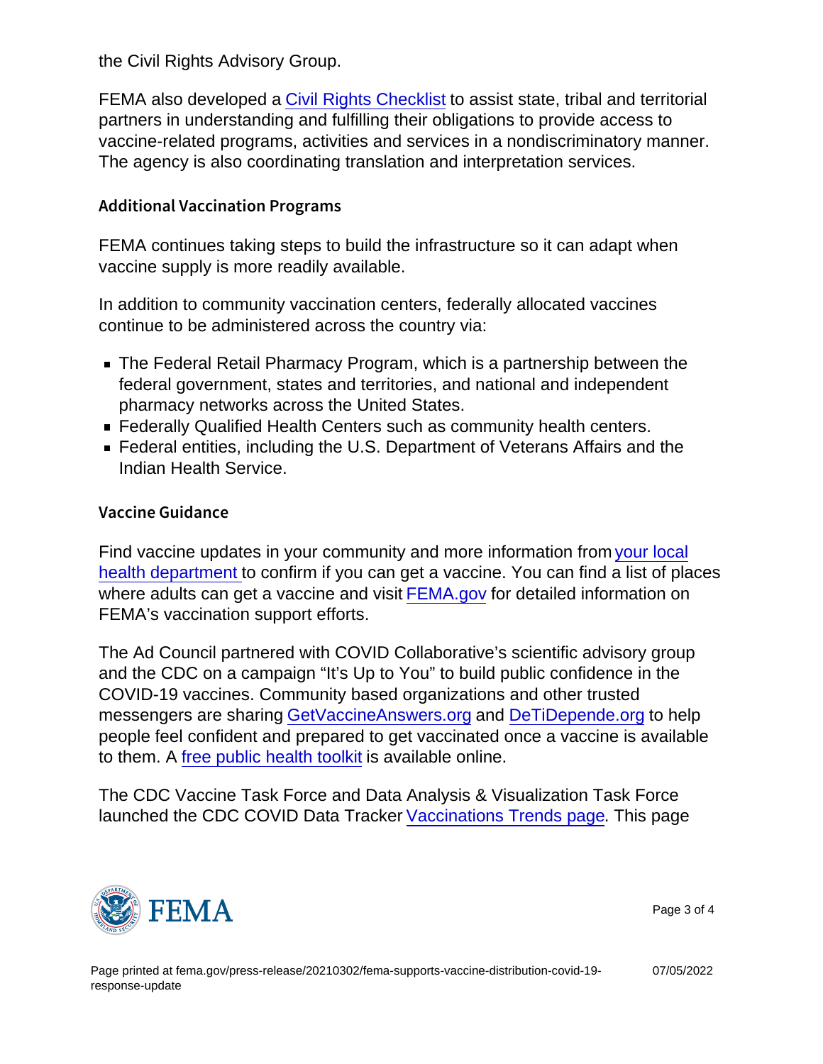the Civil Rights Advisory Group.

FEMA also developed a Civil Rights Checklist to assist state, tribal and territorial partners in understanding and fulfilling their obligations to provide access to vaccine-related programs, activities and services in a nondiscriminatory manner. The agency is also coordinating translation and interpretation services.

### Additional Vaccination Programs

FEMA continues taking steps to build the infrastructure so it can adapt when vaccine supply is more readily available.

In addition to community vaccination centers, federally allocated vaccines continue to be administered across the country via:

- The Federal Retail Pharmacy Program, which is a partnership between the federal government, states and territories, and national and independent pharmacy networks across the United States.
- Federally Qualified Health Centers such as community health centers.
- Federal entities, including the U.S. Department of Veterans Affairs and the Indian Health Service.

### Vaccine Guidance

Find vaccine updates in your community and more information from your local health department to confirm if you can get a vaccine. You can find a list of places where adults can get a vaccine and visit FEMA.gov for detailed information on FEMA's vaccination support efforts.

The Ad Council partnered with COVID Collaborative's scientific advisory group and the CDC on a campaign "It's Up to You" to build public confidence in the COVID-19 vaccines. Community based organizations and other trusted messengers are sharing GetVaccineAnswers.org and DeTiDepende.org to help people feel confident and prepared to get vaccinated once a vaccine is available to them. A free public health toolkit is available online.

The CDC Vaccine Task Force and Data Analysis & Visualization Task Force launched the CDC COVID Data Tracker Vaccinations Trends page. This page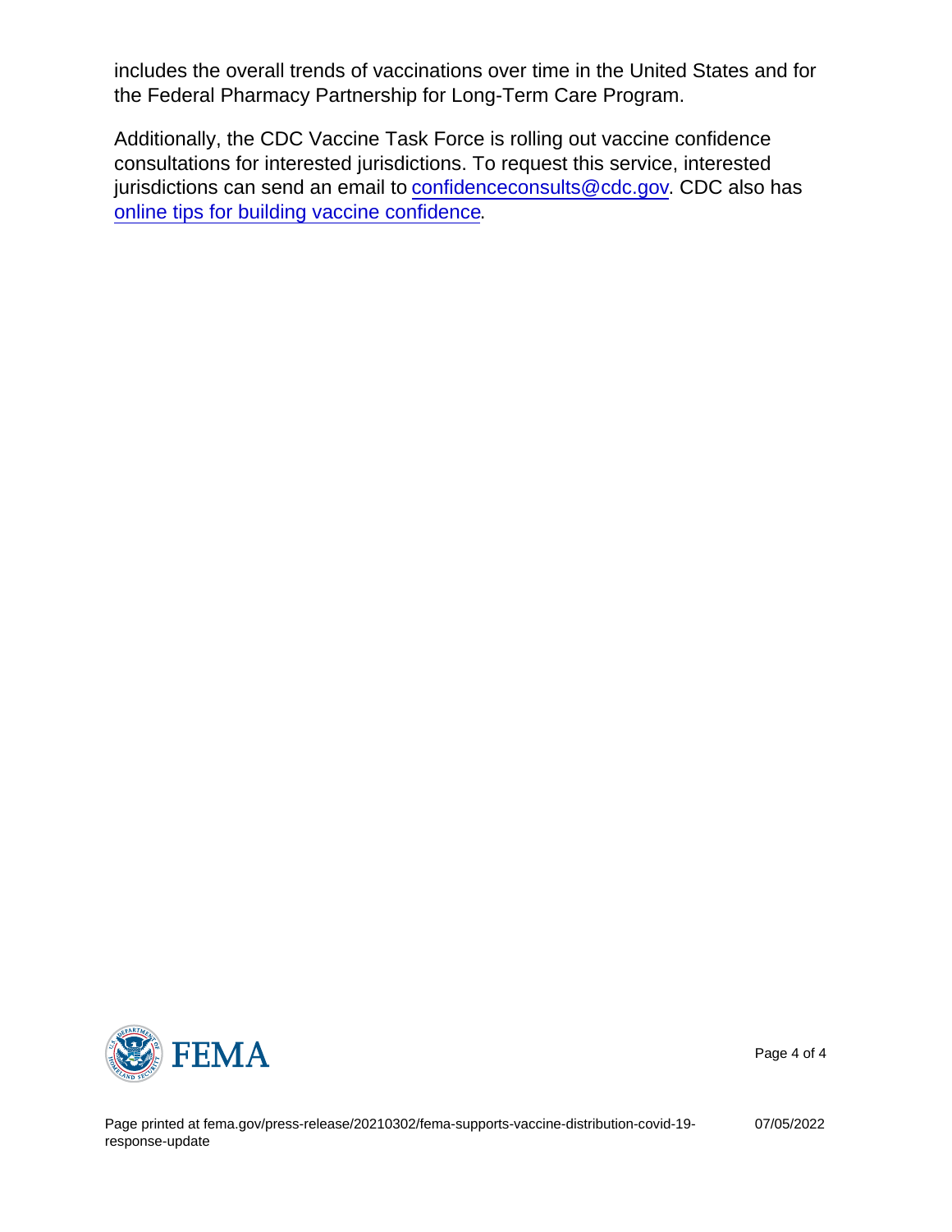includes the overall trends of vaccinations over time in the United States and for the Federal Pharmacy Partnership for Long-Term Care Program.

Additionally, the CDC Vaccine Task Force is rolling out vaccine confidence consultations for interested jurisdictions. To request this service, interested jurisdictions can send an email to confidenceconsults@cdc.gov. CDC also has online tips for building vaccine confidence.